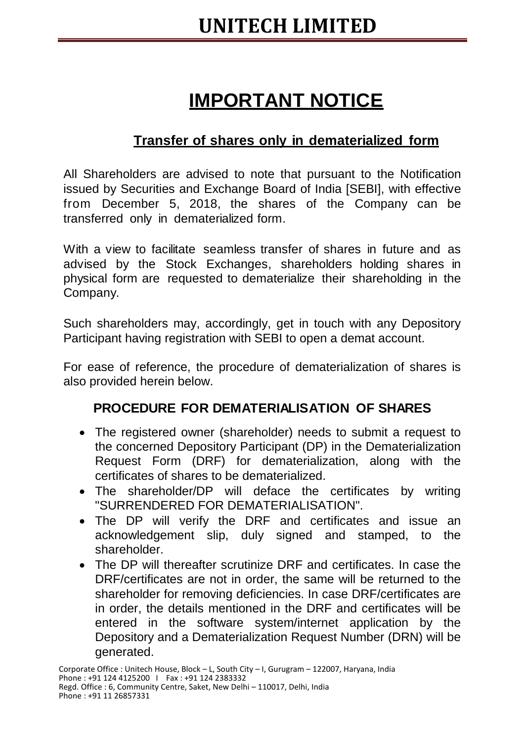# UNITECH LIMITED

## IMPORTANT NOTICE

### Transfer of shares only in dematerialized form

All Shareholders are advised to note that pursuant to the Notification issued by Securities and Exchange Board of India [SEBI], with effective from December 5, 2018, the shares of the Company can be transferred only in dematerialized form.

With a view to facilitate seamless transfer of shares in future and as advised by the Stock Exchanges, shareholders holding shares in physical form are requested to dematerialize their shareholding in the Company.

Such shareholders may, accordingly, get in touch with any Depository Participant having registration with SEBI to open a demat account.

For ease of reference, the procedure of dematerialization of shares is also provided herein below.

### PROCEDURE FOR DEMATERIALISATION OF SHARES

- The registered owner (shareholder) needs to submit a request to the concerned Depository Participant (DP) in the Dematerialization Request Form (DRF) for dematerialization, along with the certificates of shares to be dematerialized.
- The shareholder/DP will deface the certificates by writing "SURRENDERED FOR DEMATERIALISATION".
- The DP will verify the DRF and certificates and issue an acknowledgement slip, duly signed and stamped, to the shareholder.
- The DP will thereafter scrutinize DRF and certificates. In case the DRF/certificates are not in order, the same will be returned to the shareholder for removing deficiencies. In case DRF/certificates are in order, the details mentioned in the DRF and certificates will be entered in the software system/internet application by the Depository and a Dematerialization Request Number (DRN) will be generated.

Corporate Office : Unitech House, Block – L, South City – I, Gurugram – 122007, Haryana, India
Phone : +91 124 4125200 I Fax : +91 124 2383332
Regd. Office : 6, Community Centre, Saket, New Delhi – 110017, Delhi, India
Phone : +91 11 26857331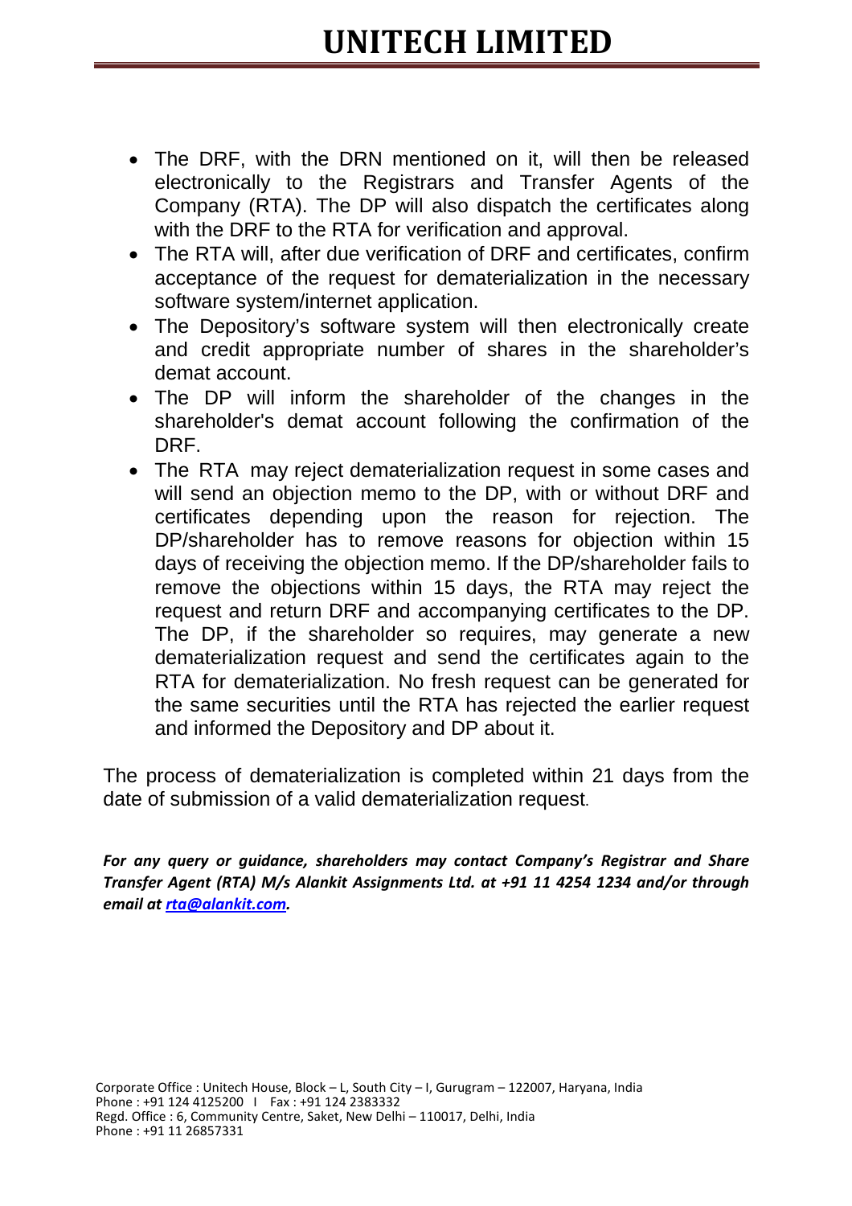- The DRF, with the DRN mentioned on it, will then be released electronically to the Registrars and Transfer Agents of the Company (RTA). The DP will also dispatch the certificates along with the DRF to the RTA for verification and approval.
- The RTA will, after due verification of DRF and certificates, confirm acceptance of the request for dematerialization in the necessary software system/internet application.
- The Depository's software system will then electronically create and credit appropriate number of shares in the shareholder's demat account.
- The DP will inform the shareholder of the changes in the shareholder's demat account following the confirmation of the DRF.
- The RTA may reject dematerialization request in some cases and will send an objection memo to the DP, with or without DRF and certificates depending upon the reason for rejection. The DP/shareholder has to remove reasons for objection within 15 days of receiving the objection memo. If the DP/shareholder fails to remove the objections within 15 days, the RTA may reject the request and return DRF and accompanying certificates to the DP. The DP, if the shareholder so requires, may generate a new dematerialization request and send the certificates again to the RTA for dematerialization. No fresh request can be generated for the same securities until the RTA has rejected the earlier request and informed the Depository and DP about it.

The process of dematerialization is completed within 21 days from the date of submission of a valid dematerialization request.

***For any query or guidance, shareholders may contact Company's Registrar and Share Transfer Agent (RTA) M/s Alankit Assignments Ltd. at +91 11 4254 1234 and/or through email at rta@alankit.com.***